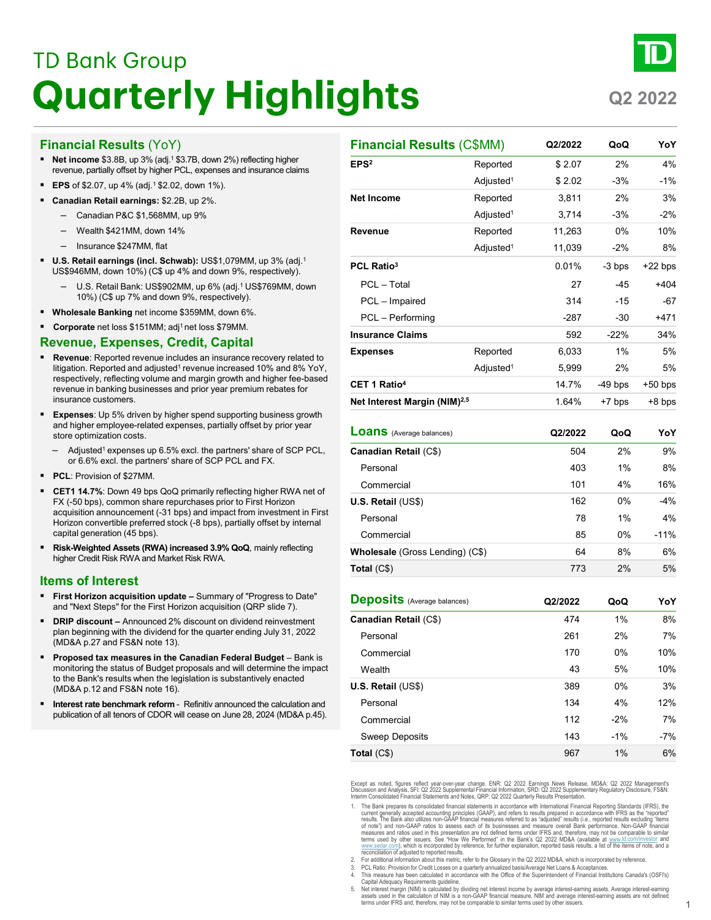# TD Bank Group

# Quarterly Highlights

**Q2 2022**

## Financial Results (YoY)

- **Net income** $3.8B, up 3% (adj.[1] $3.7B, down 2%) reflecting higher revenue, partially offset by higher PCL, expenses and insurance claims
- **EPS** of $2.07, up 4% (adj.[1] $2.02, down 1%).
- **Canadian Retail earnings:** $2.2B, up 2%.
  - Canadian P&C $1,568MM, up 9%
  - Wealth $421MM, down 14%
  - Insurance $247MM, flat
- **U.S. Retail earnings (incl. Schwab):** US$1,079MM, up 3% (adj.[1] US$946MM, down 10%) (C$ up 4% and down 9%, respectively).
  - U.S. Retail Bank: US$902MM, up 6% (adj.[1] US$769MM, down 10%) (C$ up 7% and down 9%, respectively).
- **Wholesale Banking** net income $359MM, down 6%.
- **Corporate** net loss $151MM; adj[1] net loss $79MM.

## Revenue, Expenses, Credit, Capital

- **Revenue**: Reported revenue includes an insurance recovery related to litigation. Reported and adjusted[1] revenue increased 10% and 8% YoY, respectively, reflecting volume and margin growth and higher fee-based revenue in banking businesses and prior year premium rebates for insurance customers.
- **Expenses**: Up 5% driven by higher spend supporting business growth and higher employee-related expenses, partially offset by prior year store optimization costs.
  - Adjusted[1] expenses up 6.5% excl. the partners' share of SCP PCL, or 6.6% excl. the partners' share of SCP PCL and FX.
- **PCL**: Provision of $27MM.
- **CET1 14.7%**: Down 49 bps QoQ primarily reflecting higher RWA net of FX (-50 bps), common share repurchases prior to First Horizon acquisition announcement (-31 bps) and impact from investment in First Horizon convertible preferred stock (-8 bps), partially offset by internal capital generation (45 bps).
- **Risk-Weighted Assets (RWA) increased 3.9% QoQ**, mainly reflecting higher Credit Risk RWA and Market Risk RWA.

## Items of Interest

- **First Horizon acquisition update –** Summary of "Progress to Date" and "Next Steps" for the First Horizon acquisition (QRP slide 7).
- **DRIP discount –** Announced 2% discount on dividend reinvestment plan beginning with the dividend for the quarter ending July 31, 2022 (MD&A p.27 and FS&N note 13).
- **Proposed tax measures in the Canadian Federal Budget** – Bank is monitoring the status of Budget proposals and will determine the impact to the Bank's results when the legislation is substantively enacted (MD&A p.12 and FS&N note 16).
- **Interest rate benchmark reform** - Refinitiv announced the calculation and publication of all tenors of CDOR will cease on June 28, 2024 (MD&A p.45).

## Financial Results (C$MM)

| | | Q2/2022 | QoQ | YoY |
|---|---|---|---|---|
| **EPS**[2] | Reported | $ 2.07 | 2% | 4% |
| | Adjusted[1] | $ 2.02 | -3% | -1% |
| **Net Income** | Reported | 3,811 | 2% | 3% |
| | Adjusted[1] | 3,714 | -3% | -2% |
| **Revenue** | Reported | 11,263 | 0% | 10% |
| | Adjusted[1] | 11,039 | -2% | 8% |
| **PCL Ratio**[3] | | 0.01% | -3 bps | +22 bps |
| PCL – Total | | 27 | -45 | +404 |
| PCL – Impaired | | 314 | -15 | -67 |
| PCL – Performing | | -287 | -30 | +471 |
| **Insurance Claims** | | 592 | -22% | 34% |
| **Expenses** | Reported | 6,033 | 1% | 5% |
| | Adjusted[1] | 5,999 | 2% | 5% |
| **CET 1 Ratio**[4] | | 14.7% | -49 bps | +50 bps |
| **Net Interest Margin (NIM)**[2,5] | | 1.64% | +7 bps | +8 bps |

## Loans (Average balances)

| | Q2/2022 | QoQ | YoY |
|---|---|---|---|
| **Canadian Retail** (C$) | 504 | 2% | 9% |
| Personal | 403 | 1% | 8% |
| Commercial | 101 | 4% | 16% |
| **U.S. Retail** (US$) | 162 | 0% | -4% |
| Personal | 78 | 1% | 4% |
| Commercial | 85 | 0% | -11% |
| **Wholesale** (Gross Lending) (C$) | 64 | 8% | 6% |
| **Total** (C$) | 773 | 2% | 5% |

## Deposits (Average balances)

| | Q2/2022 | QoQ | YoY |
|---|---|---|---|
| **Canadian Retail** (C$) | 474 | 1% | 8% |
| Personal | 261 | 2% | 7% |
| Commercial | 170 | 0% | 10% |
| Wealth | 43 | 5% | 10% |
| **U.S. Retail** (US$) | 389 | 0% | 3% |
| Personal | 134 | 4% | 12% |
| Commercial | 112 | -2% | 7% |
| Sweep Deposits | 143 | -1% | -7% |
| **Total** (C$) | 967 | 1% | 6% |

Except as noted, figures reflect year-over-year change. ENR: Q2 2022 Earnings News Release, MD&A: Q2 2022 Management's Discussion and Analysis, SFI: Q2 2022 Supplemental Financial Information, SRD: Q2 2022 Supplementary Regulatory Disclosure, FS&N: Interim Consolidated Financial Statements and Notes, QRP: Q2 2022 Quarterly Results Presentation.

1. The Bank prepares its consolidated financial statements in accordance with International Financial Reporting Standards (IFRS), the current generally accepted accounting principles (GAAP), and refers to results prepared in accordance with IFRS as the "reported" results. The Bank also utilizes non-GAAP financial measures referred to as "adjusted" results (i.e., reported results excluding "items of note") and non-GAAP ratios to assess each of its businesses and measure overall Bank performance. Non-GAAP financial measures and ratios used in this presentation are not defined terms under IFRS and, therefore, may not be comparable to similar terms used by other issuers. See "How We Performed" in the Bank's Q2 2022 MD&A (available at www.td.com/investor and www.sedar.com), which is incorporated by reference, for further explanation, reported basis results, a list of the items of note, and a reconciliation of adjusted to reported results.
2. For additional information about this metric, refer to the Glossary in the Q2 2022 MD&A, which is incorporated by reference.
3. PCL Ratio: Provision for Credit Losses on a quarterly annualized basis/Average Net Loans & Acceptances.
4. This measure has been calculated in accordance with the Office of the Superintendent of Financial Institutions Canada's (OSFI's) Capital Adequacy Requirements guideline.
5. Net interest margin (NIM) is calculated by dividing net interest income by average interest-earning assets. Average interest-earning assets used in the calculation of NIM is a non-GAAP financial measure. NIM and average interest-earning assets are not defined terms under IFRS and, therefore, may not be comparable to similar terms used by other issuers.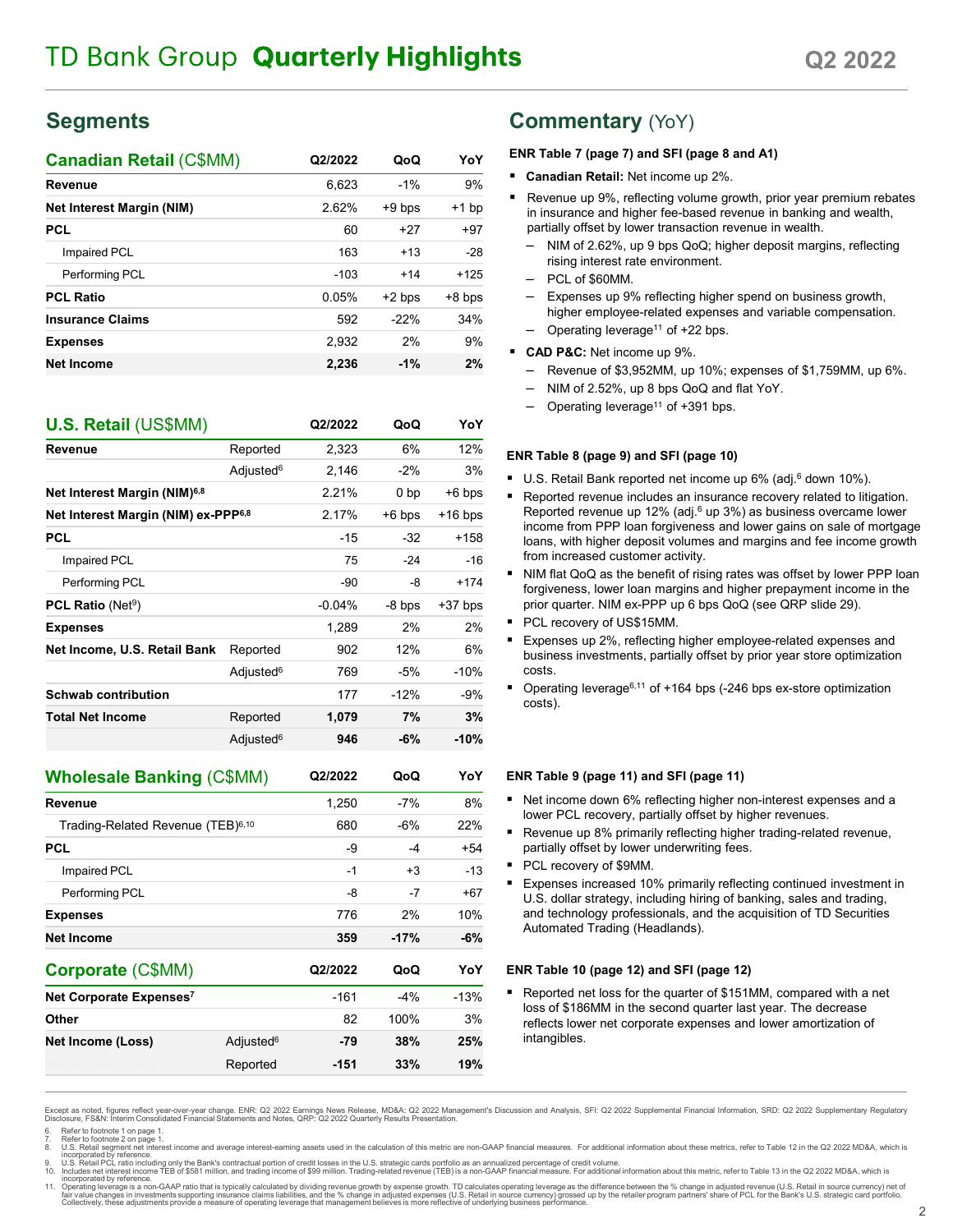# TD Bank Group **Quarterly Highlights**

Q2 2022

## Segments

| **Canadian Retail** (C$MM) | Q2/2022 | QoQ | YoY |
|---|---|---|---|
| **Revenue** | 6,623 | -1% | 9% |
| **Net Interest Margin (NIM)** | 2.62% | +9 bps | +1 bp |
| **PCL** | 60 | +27 | +97 |
| Impaired PCL | 163 | +13 | -28 |
| Performing PCL | -103 | +14 | +125 |
| **PCL Ratio** | 0.05% | +2 bps | +8 bps |
| **Insurance Claims** | 592 | -22% | 34% |
| **Expenses** | 2,932 | 2% | 9% |
| **Net Income** | **2,236** | **-1%** | **2%** |

| **U.S. Retail** (US$MM) | | Q2/2022 | QoQ | YoY |
|---|---|---|---|---|
| **Revenue** | Reported | 2,323 | 6% | 12% |
| | Adjusted[6] | 2,146 | -2% | 3% |
| **Net Interest Margin (NIM)**[6,8] | | 2.21% | 0 bp | +6 bps |
| **Net Interest Margin (NIM) ex-PPP**[6,8] | | 2.17% | +6 bps | +16 bps |
| **PCL** | | -15 | -32 | +158 |
| Impaired PCL | | 75 | -24 | -16 |
| Performing PCL | | -90 | -8 | +174 |
| **PCL Ratio** (Net[9]) | | -0.04% | -8 bps | +37 bps |
| **Expenses** | | 1,289 | 2% | 2% |
| **Net Income, U.S. Retail Bank** | Reported | 902 | 12% | 6% |
| | Adjusted[6] | 769 | -5% | -10% |
| **Schwab contribution** | | 177 | -12% | -9% |
| **Total Net Income** | Reported | **1,079** | **7%** | **3%** |
| | Adjusted[6] | **946** | **-6%** | **-10%** |

| **Wholesale Banking** (C$MM) | Q2/2022 | QoQ | YoY |
|---|---|---|---|
| **Revenue** | 1,250 | -7% | 8% |
| Trading-Related Revenue (TEB)[6,10] | 680 | -6% | 22% |
| **PCL** | -9 | -4 | +54 |
| Impaired PCL | -1 | +3 | -13 |
| Performing PCL | -8 | -7 | +67 |
| **Expenses** | 776 | 2% | 10% |
| **Net Income** | **359** | **-17%** | **-6%** |

| **Corporate** (C$MM) | | Q2/2022 | QoQ | YoY |
|---|---|---|---|---|
| **Net Corporate Expenses**[7] | | -161 | -4% | -13% |
| **Other** | | 82 | 100% | 3% |
| **Net Income (Loss)** | Adjusted[6] | **-79** | **38%** | **25%** |
| | Reported | **-151** | **33%** | **19%** |

## Commentary (YoY)

**ENR Table 7 (page 7) and SFI (page 8 and A1)**

- **Canadian Retail:** Net income up 2%.
- Revenue up 9%, reflecting volume growth, prior year premium rebates in insurance and higher fee-based revenue in banking and wealth, partially offset by lower transaction revenue in wealth.
  - NIM of 2.62%, up 9 bps QoQ; higher deposit margins, reflecting rising interest rate environment.
  - PCL of $60MM.
  - Expenses up 9% reflecting higher spend on business growth, higher employee-related expenses and variable compensation.
  - Operating leverage[11] of +22 bps.
- **CAD P&C:** Net income up 9%.
  - Revenue of $3,952MM, up 10%; expenses of $1,759MM, up 6%.
  - NIM of 2.52%, up 8 bps QoQ and flat YoY.
  - Operating leverage[11] of +391 bps.

**ENR Table 8 (page 9) and SFI (page 10)**

- U.S. Retail Bank reported net income up 6% (adj.[6] down 10%).
- Reported revenue includes an insurance recovery related to litigation. Reported revenue up 12% (adj.[6] up 3%) as business overcame lower income from PPP loan forgiveness and lower gains on sale of mortgage loans, with higher deposit volumes and margins and fee income growth from increased customer activity.
- NIM flat QoQ as the benefit of rising rates was offset by lower PPP loan forgiveness, lower loan margins and higher prepayment income in the prior quarter. NIM ex-PPP up 6 bps QoQ (see QRP slide 29).
- PCL recovery of US$15MM.
- Expenses up 2%, reflecting higher employee-related expenses and business investments, partially offset by prior year store optimization costs.
- Operating leverage[6,11] of +164 bps (-246 bps ex-store optimization costs).

**ENR Table 9 (page 11) and SFI (page 11)**

- Net income down 6% reflecting higher non-interest expenses and a lower PCL recovery, partially offset by higher revenues.
- Revenue up 8% primarily reflecting higher trading-related revenue, partially offset by lower underwriting fees.
- PCL recovery of $9MM.
- Expenses increased 10% primarily reflecting continued investment in U.S. dollar strategy, including hiring of banking, sales and trading, and technology professionals, and the acquisition of TD Securities Automated Trading (Headlands).

**ENR Table 10 (page 12) and SFI (page 12)**

- Reported net loss for the quarter of $151MM, compared with a net loss of $186MM in the second quarter last year. The decrease reflects lower net corporate expenses and lower amortization of intangibles.

Except as noted, figures reflect year-over-year change. ENR: Q2 2022 Earnings News Release, MD&A: Q2 2022 Management's Discussion and Analysis, SFI: Q2 2022 Supplemental Financial Information, SRD: Q2 2022 Supplementary Regulatory Disclosure, FS&N: Interim Consolidated Financial Statements and Notes, QRP: Q2 2022 Quarterly Results Presentation.

6. Refer to footnote 1 on page 1.
7. Refer to footnote 2 on page 1.
8. U.S. Retail segment net interest income and average interest-earning assets used in the calculation of this metric are non-GAAP financial measures. For additional information about these metrics, refer to Table 12 in the Q2 2022 MD&A, which is incorporated by reference.
9. U.S. Retail PCL ratio including only the Bank's contractual portion of credit losses in the U.S. strategic cards portfolio as an annualized percentage of credit volume.
10. Includes net interest income TEB of $581 million, and trading income of $99 million. Trading-related revenue (TEB) is a non-GAAP financial measure. For additional information about this metric, refer to Table 13 in the Q2 2022 MD&A, which is incorporated by reference.
11. Operating leverage is a non-GAAP ratio that is typically calculated by dividing revenue growth by expense growth. TD calculates operating leverage as the difference between the % change in adjusted revenue (U.S. Retail in source currency) net of fair value changes in investments supporting insurance claims liabilities, and the % change in adjusted expenses (U.S. Retail in source currency) grossed up by the retailer program partners' share of PCL for the Bank's U.S. strategic card portfolio. Collectively, these adjustments provide a measure of operating leverage that management believes is more reflective of underlying business performance.